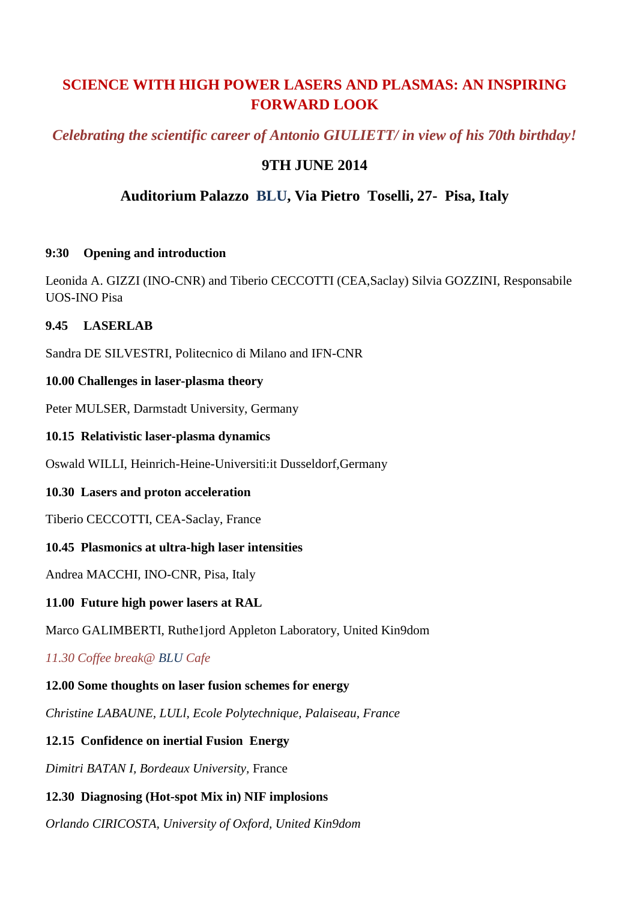# SCIENCE WITH HIGH POWER LASERS AND PLASMAS: AN INSPIRING FORWARD LOOK

*Celebrating the scientific career of Antonio GIULIETT/ in view of his 70th birthday!*

**9TH JUNE 2014**

**Auditorium Palazzo BLU, Via Pietro Toselli, 27- Pisa, Italy**

**9:30 Opening and introduction**

Leonida A. GIZZI (INO-CNR) and Tiberio CECCOTTI (CEA,Saclay) Silvia GOZZINI, Responsabile UOS-INO Pisa

**9.45 LASERLAB**

Sandra DE SILVESTRI, Politecnico di Milano and IFN-CNR

**10.00 Challenges in laser-plasma theory**

Peter MULSER, Darmstadt University, Germany

**10.15 Relativistic laser-plasma dynamics**

Oswald WILLI, Heinrich-Heine-Universiti:it Dusseldorf,Germany

**10.30 Lasers and proton acceleration**

Tiberio CECCOTTI, CEA-Saclay, France

**10.45 Plasmonics at ultra-high laser intensities**

Andrea MACCHI, INO-CNR, Pisa, Italy

**11.00 Future high power lasers at RAL**

Marco GALIMBERTI, Ruthe1jord Appleton Laboratory, United Kin9dom

*11.30 Coffee break@ BLU Cafe*

**12.00 Some thoughts on laser fusion schemes for energy**

*Christine LABAUNE, LULl, Ecole Polytechnique, Palaiseau, France*

**12.15 Confidence on inertial Fusion Energy**

*Dimitri BATAN I, Bordeaux University,* France

**12.30 Diagnosing (Hot-spot Mix in) NIF implosions**

*Orlando CIRICOSTA, University of Oxford, United Kin9dom*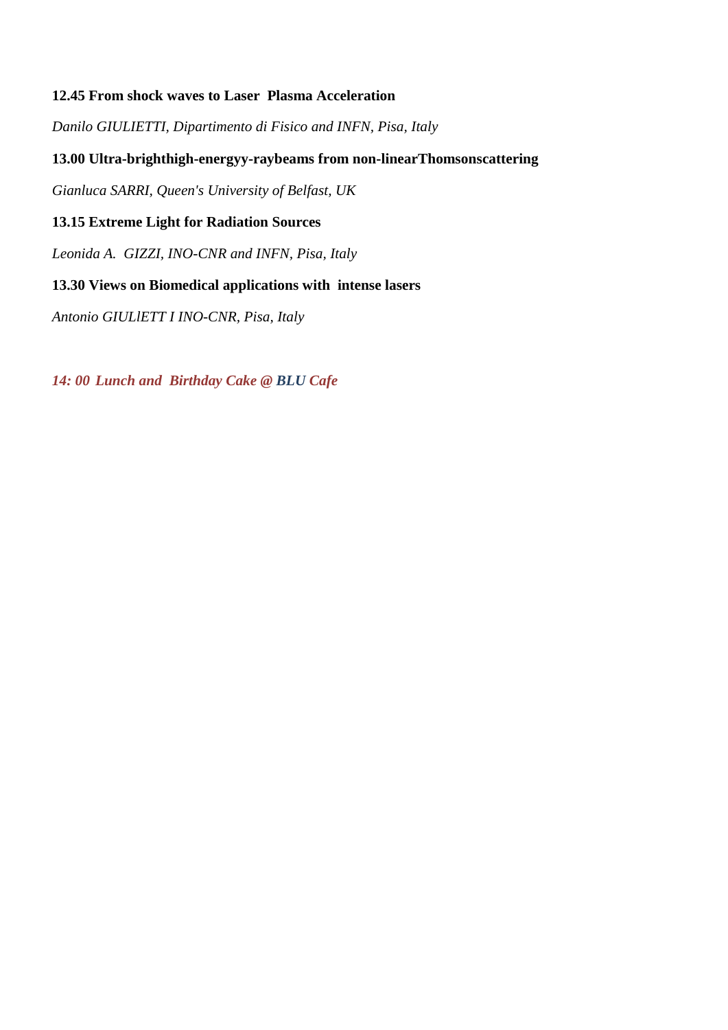**12.45 From shock waves to Laser  Plasma Acceleration**

*Danilo GIULIETTI, Dipartimento di Fisico and INFN, Pisa, Italy*

**13.00 Ultra-brighthigh-energyy-raybeams from non-linearThomsonscattering**

*Gianluca SARRI, Queen's University of Belfast, UK*

**13.15 Extreme Light for Radiation Sources**

*Leonida A.  GIZZI, INO-CNR and INFN, Pisa, Italy*

**13.30 Views on Biomedical applications with  intense lasers**

*Antonio GIULlETT I INO-CNR, Pisa, Italy*

***14: 00 Lunch and  Birthday Cake @ BLU Cafe***